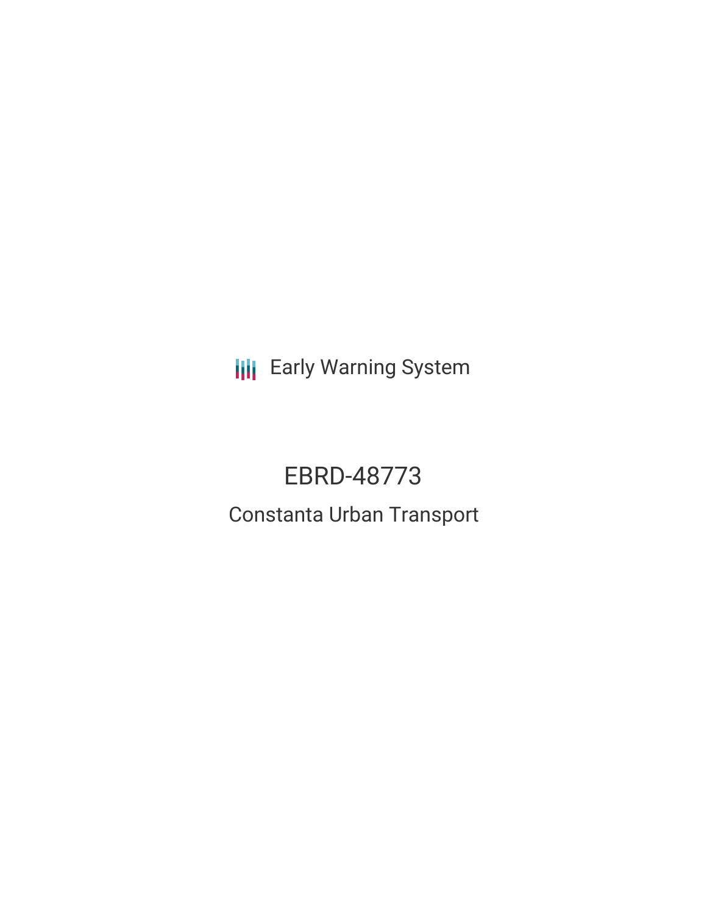Early Warning System

# EBRD-48773

## Constanta Urban Transport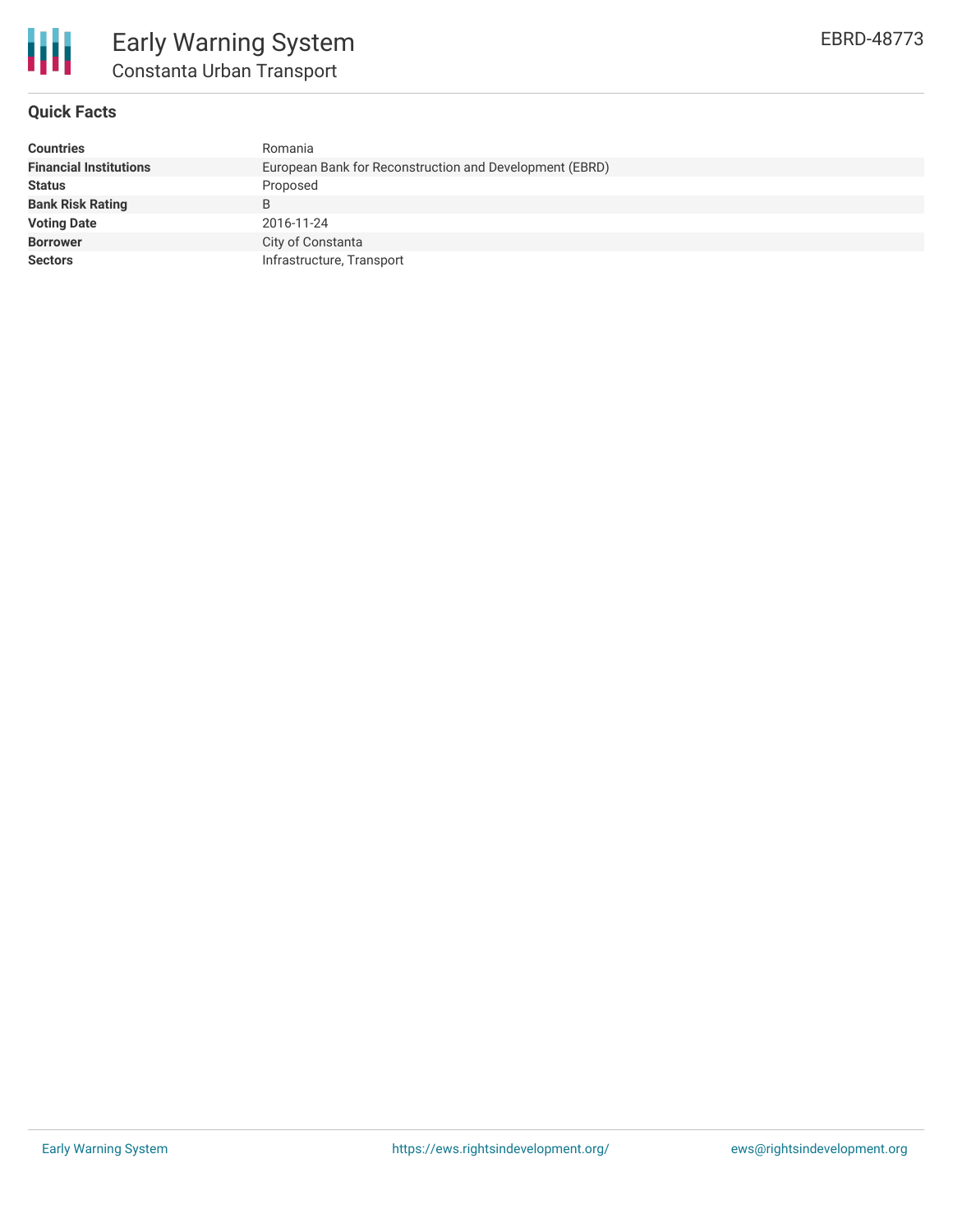# Early Warning System

## Constanta Urban Transport

EBRD-48773

### Quick Facts

| | |
|---|---|
| **Countries** | Romania |
| **Financial Institutions** | European Bank for Reconstruction and Development (EBRD) |
| **Status** | Proposed |
| **Bank Risk Rating** | B |
| **Voting Date** | 2016-11-24 |
| **Borrower** | City of Constanta |
| **Sectors** | Infrastructure, Transport |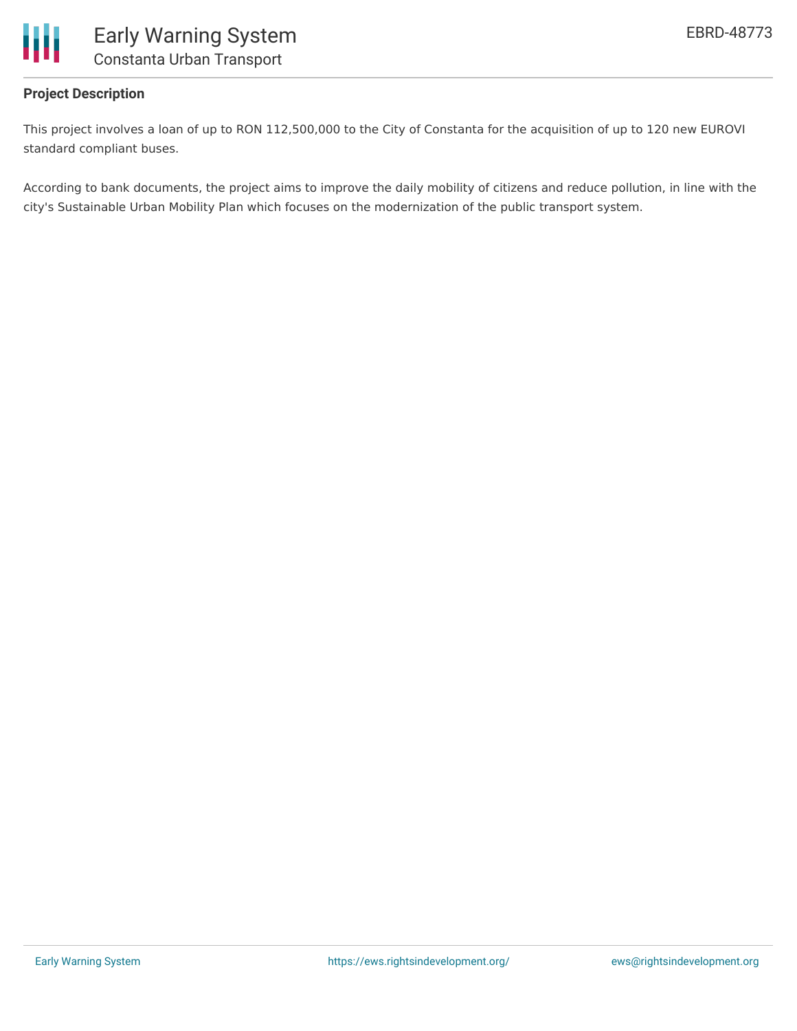### Project Description

This project involves a loan of up to RON 112,500,000 to the City of Constanta for the acquisition of up to 120 new EUROVI standard compliant buses.

According to bank documents, the project aims to improve the daily mobility of citizens and reduce pollution, in line with the city's Sustainable Urban Mobility Plan which focuses on the modernization of the public transport system.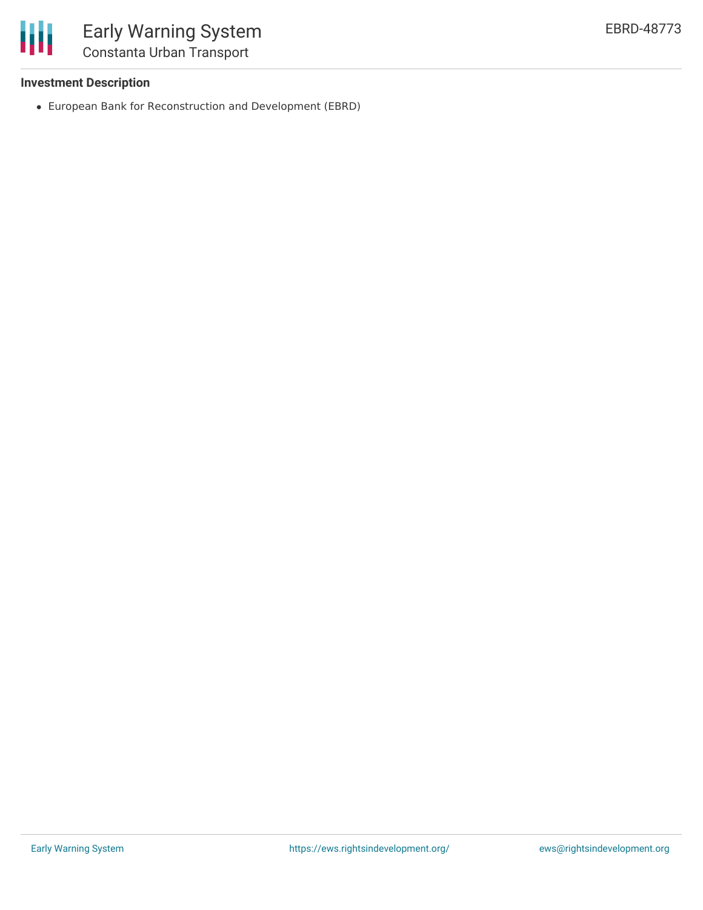### Investment Description

- European Bank for Reconstruction and Development (EBRD)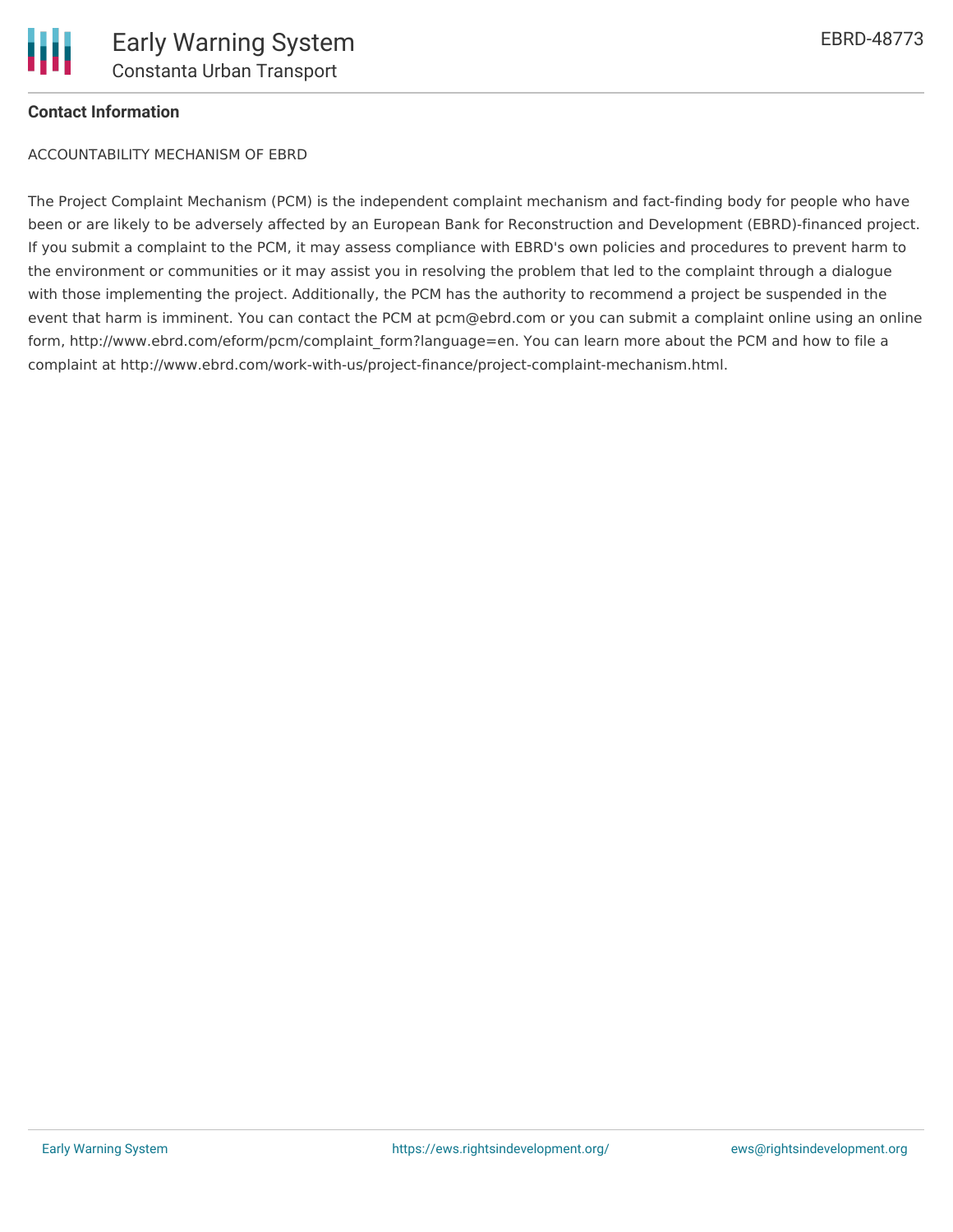**Contact Information**

ACCOUNTABILITY MECHANISM OF EBRD

The Project Complaint Mechanism (PCM) is the independent complaint mechanism and fact-finding body for people who have been or are likely to be adversely affected by an European Bank for Reconstruction and Development (EBRD)-financed project. If you submit a complaint to the PCM, it may assess compliance with EBRD's own policies and procedures to prevent harm to the environment or communities or it may assist you in resolving the problem that led to the complaint through a dialogue with those implementing the project. Additionally, the PCM has the authority to recommend a project be suspended in the event that harm is imminent. You can contact the PCM at pcm@ebrd.com or you can submit a complaint online using an online form, http://www.ebrd.com/eform/pcm/complaint_form?language=en. You can learn more about the PCM and how to file a complaint at http://www.ebrd.com/work-with-us/project-finance/project-complaint-mechanism.html.